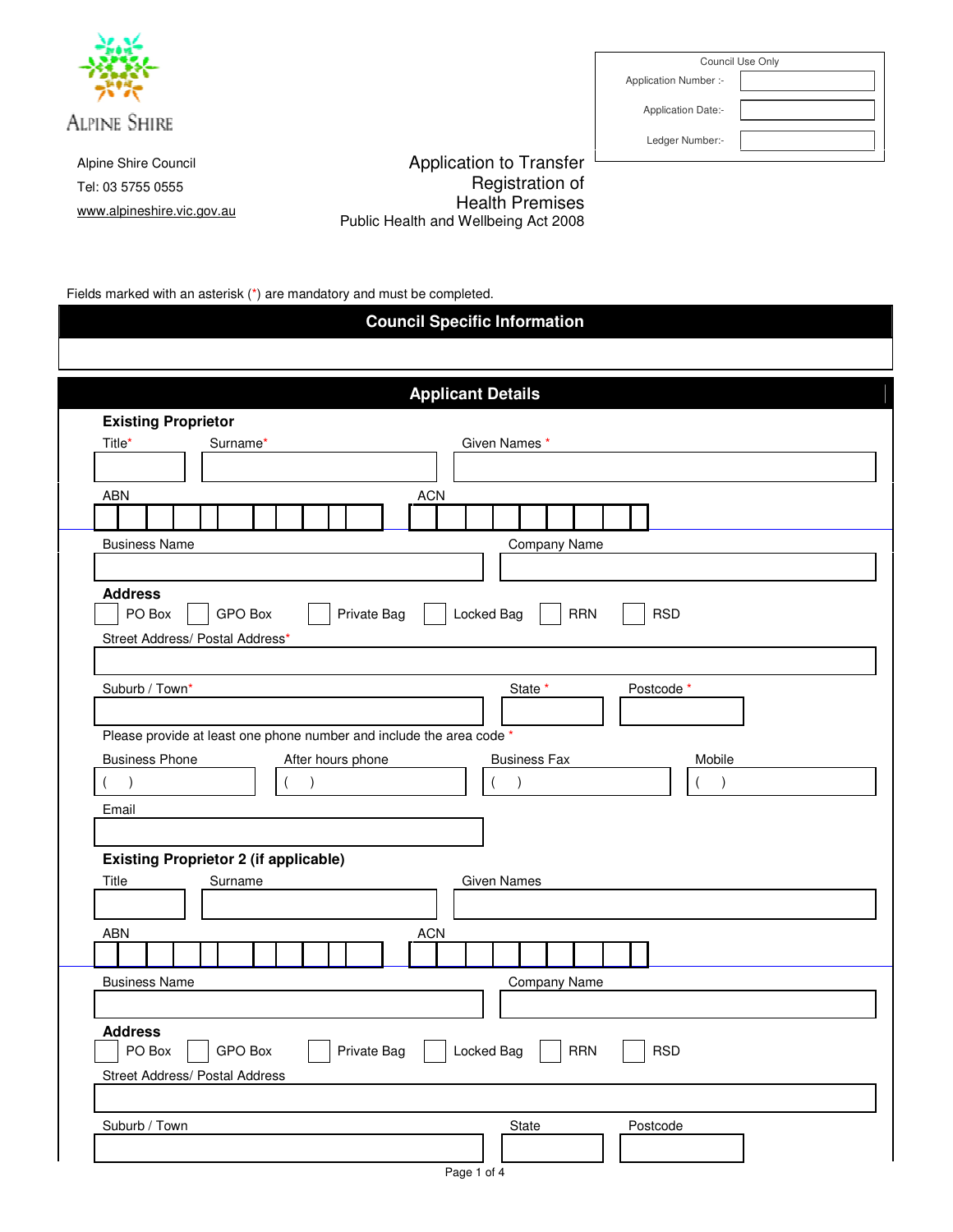Alpine Shire

Alpine Shire Council

Tel: 03 5755 0555

www.alpineshire.vic.gov.au

| Council Use Only | |
|---|---|
| Application Number :- | |
| Application Date:- | |
| Ledger Number:- | |

# Application to Transfer Registration of Health Premises

Public Health and Wellbeing Act 2008

Fields marked with an asterisk (*) are mandatory and must be completed.

## Council Specific Information

## Applicant Details

### Existing Proprietor

Title* Surname* Given Names *

ABN ACN

Business Name Company Name

**Address**

☐ PO Box ☐ GPO Box ☐ Private Bag ☐ Locked Bag ☐ RRN ☐ RSD

Street Address/ Postal Address*

Suburb / Town* State * Postcode *

Please provide at least one phone number and include the area code *

Business Phone ( ) After hours phone ( ) Business Fax ( ) Mobile ( )

Email

### Existing Proprietor 2 (if applicable)

Title Surname Given Names

ABN ACN

Business Name Company Name

**Address**

☐ PO Box ☐ GPO Box ☐ Private Bag ☐ Locked Bag ☐ RRN ☐ RSD

Street Address/ Postal Address

Suburb / Town State Postcode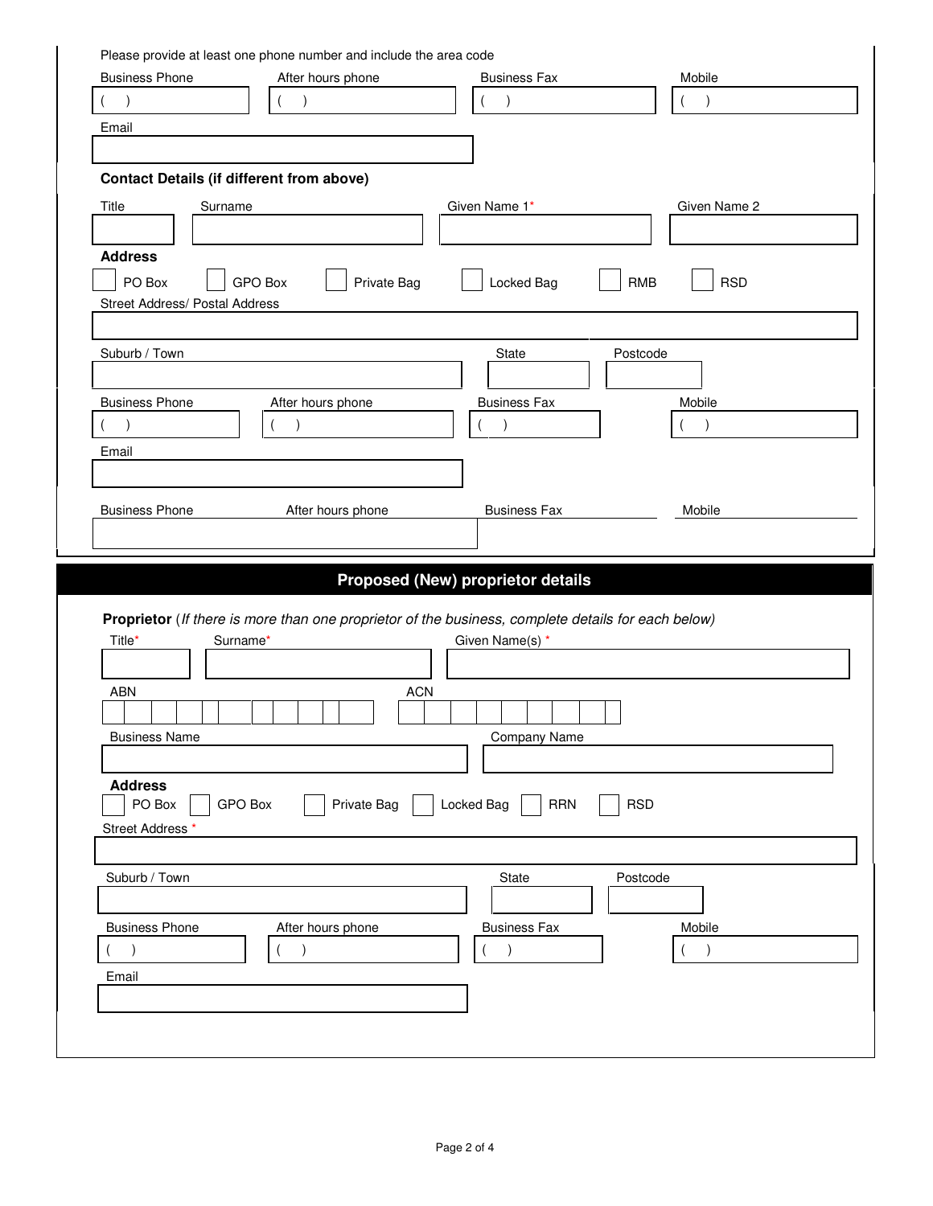Please provide at least one phone number and include the area code

Business Phone ( ) | After hours phone ( ) | Business Fax ( ) | Mobile ( )

Email

**Contact Details (if different from above)**

Title | Surname | Given Name 1* | Given Name 2

**Address**

☐ PO Box ☐ GPO Box ☐ Private Bag ☐ Locked Bag ☐ RMB ☐ RSD

Street Address/ Postal Address

Suburb / Town | State | Postcode

Business Phone ( ) | After hours phone ( ) | Business Fax ( ) | Mobile ( )

Email

Business Phone | After hours phone | Business Fax | Mobile

## Proposed (New) proprietor details

**Proprietor** (*If there is more than one proprietor of the business, complete details for each below*)

Title* | Surname* | Given Name(s) *

ABN | ACN

Business Name | Company Name

**Address**

☐ PO Box ☐ GPO Box ☐ Private Bag ☐ Locked Bag ☐ RRN ☐ RSD

Street Address *

Suburb / Town | State | Postcode

Business Phone ( ) | After hours phone ( ) | Business Fax ( ) | Mobile ( )

Email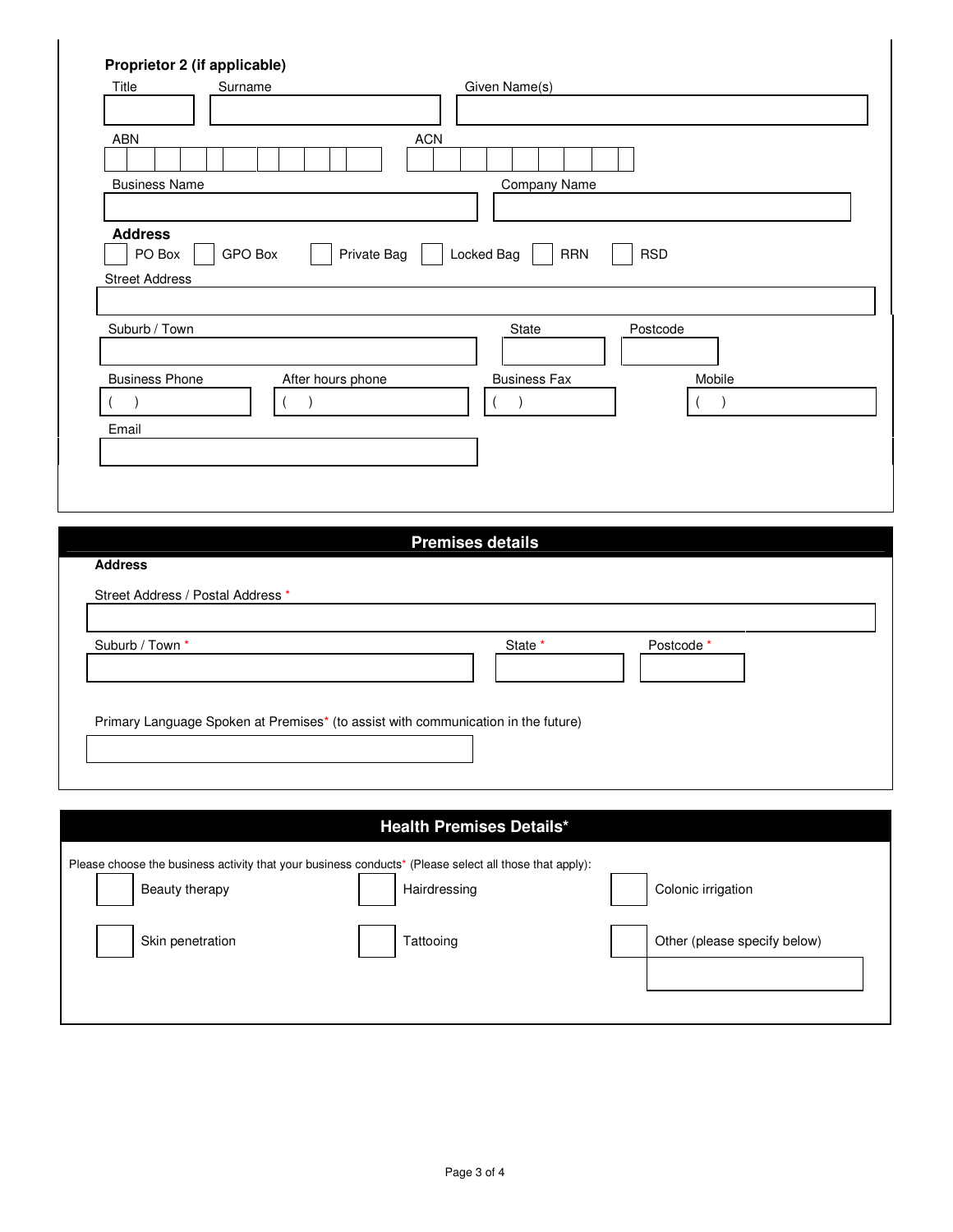**Proprietor 2 (if applicable)**

Title

Surname

Given Name(s)

ABN

ACN

Business Name

Company Name

**Address**

☐ PO Box ☐ GPO Box ☐ Private Bag ☐ Locked Bag ☐ RRN ☐ RSD

Street Address

Suburb / Town

State

Postcode

Business Phone ( )

After hours phone ( )

Business Fax ( )

Mobile ( )

Email

## Premises details

**Address**

Street Address / Postal Address *

Suburb / Town *

State *

Postcode *

Primary Language Spoken at Premises* (to assist with communication in the future)

## Health Premises Details*

Please choose the business activity that your business conducts* (Please select all those that apply):

☐ Beauty therapy ☐ Hairdressing ☐ Colonic irrigation

☐ Skin penetration ☐ Tattooing ☐ Other (please specify below)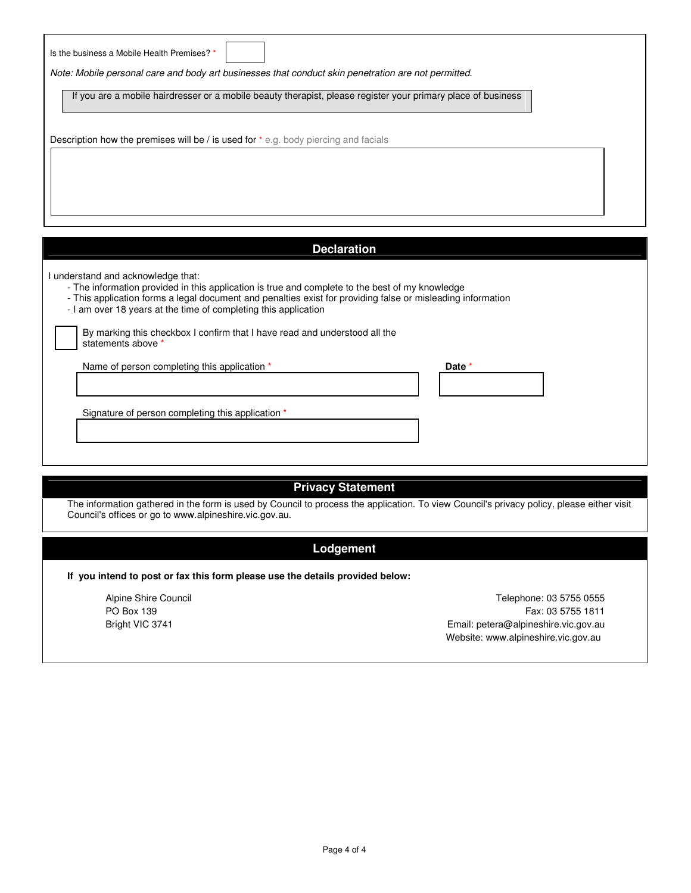Is the business a Mobile Health Premises? *

*Note: Mobile personal care and body art businesses that conduct skin penetration are not permitted.*

If you are a mobile hairdresser or a mobile beauty therapist, please register your primary place of business

Description how the premises will be / is used for * e.g. body piercing and facials

## Declaration

I understand and acknowledge that:

- The information provided in this application is true and complete to the best of my knowledge
- This application forms a legal document and penalties exist for providing false or misleading information
- I am over 18 years at the time of completing this application

☐ By marking this checkbox I confirm that I have read and understood all the statements above *

Name of person completing this application *

**Date** *

Signature of person completing this application *

## Privacy Statement

The information gathered in the form is used by Council to process the application. To view Council's privacy policy, please either visit Council's offices or go to www.alpineshire.vic.gov.au.

## Lodgement

**If you intend to post or fax this form please use the details provided below:**

Alpine Shire Council
PO Box 139
Bright VIC 3741

Telephone: 03 5755 0555
Fax: 03 5755 1811
Email: petera@alpineshire.vic.gov.au
Website: www.alpineshire.vic.gov.au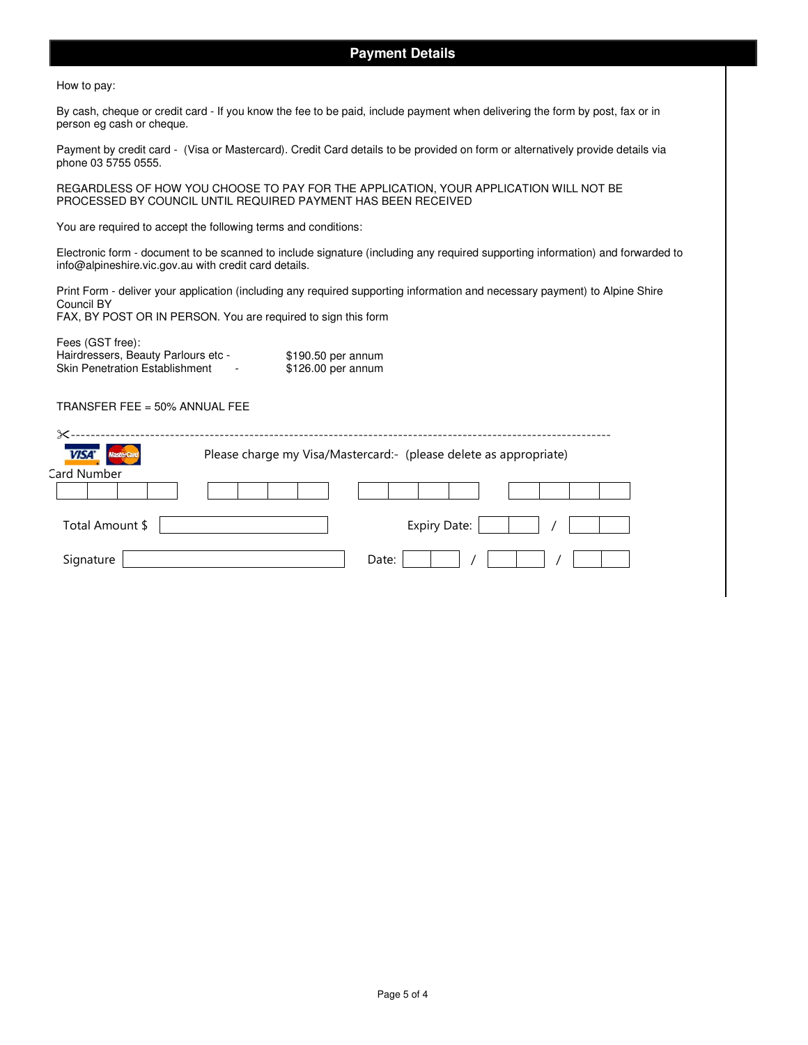## Payment Details

How to pay:

By cash, cheque or credit card - If you know the fee to be paid, include payment when delivering the form by post, fax or in person eg cash or cheque.

Payment by credit card - (Visa or Mastercard). Credit Card details to be provided on form or alternatively provide details via phone 03 5755 0555.

REGARDLESS OF HOW YOU CHOOSE TO PAY FOR THE APPLICATION, YOUR APPLICATION WILL NOT BE PROCESSED BY COUNCIL UNTIL REQUIRED PAYMENT HAS BEEN RECEIVED

You are required to accept the following terms and conditions:

Electronic form - document to be scanned to include signature (including any required supporting information) and forwarded to info@alpineshire.vic.gov.au with credit card details.

Print Form - deliver your application (including any required supporting information and necessary payment) to Alpine Shire Council BY
FAX, BY POST OR IN PERSON. You are required to sign this form

Fees (GST free):

| | |
|---|---|
| Hairdressers, Beauty Parlours etc - | $190.50 per annum |
| Skin Penetration Establishment - | $126.00 per annum |

TRANSFER FEE = 50% ANNUAL FEE

✂-----------------------------------------------------------------------------------------------------

Please charge my Visa/Mastercard:- (please delete as appropriate)

Card Number ____ ____ ____ ____

Total Amount $ __________ Expiry Date: __ / __

Signature __________ Date: __ / __ / __